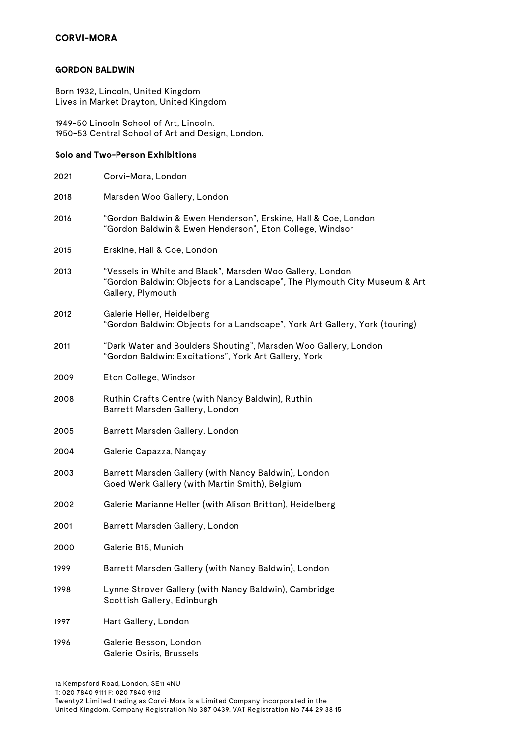**CORVI-MORA**

# GORDON BALDWIN

Born 1932, Lincoln, United Kingdom
Lives in Market Drayton, United Kingdom

1949-50 Lincoln School of Art, Lincoln.
1950-53 Central School of Art and Design, London.

## Solo and Two-Person Exhibitions

2021 Corvi-Mora, London

2018 Marsden Woo Gallery, London

2016 "Gordon Baldwin & Ewen Henderson", Erskine, Hall & Coe, London
"Gordon Baldwin & Ewen Henderson", Eton College, Windsor

2015 Erskine, Hall & Coe, London

2013 "Vessels in White and Black", Marsden Woo Gallery, London
"Gordon Baldwin: Objects for a Landscape", The Plymouth City Museum & Art Gallery, Plymouth

2012 Galerie Heller, Heidelberg
"Gordon Baldwin: Objects for a Landscape", York Art Gallery, York (touring)

2011 "Dark Water and Boulders Shouting", Marsden Woo Gallery, London
"Gordon Baldwin: Excitations", York Art Gallery, York

2009 Eton College, Windsor

2008 Ruthin Crafts Centre (with Nancy Baldwin), Ruthin
Barrett Marsden Gallery, London

2005 Barrett Marsden Gallery, London

2004 Galerie Capazza, Nançay

2003 Barrett Marsden Gallery (with Nancy Baldwin), London
Goed Werk Gallery (with Martin Smith), Belgium

2002 Galerie Marianne Heller (with Alison Britton), Heidelberg

2001 Barrett Marsden Gallery, London

2000 Galerie B15, Munich

1999 Barrett Marsden Gallery (with Nancy Baldwin), London

1998 Lynne Strover Gallery (with Nancy Baldwin), Cambridge
Scottish Gallery, Edinburgh

1997 Hart Gallery, London

1996 Galerie Besson, London
Galerie Osiris, Brussels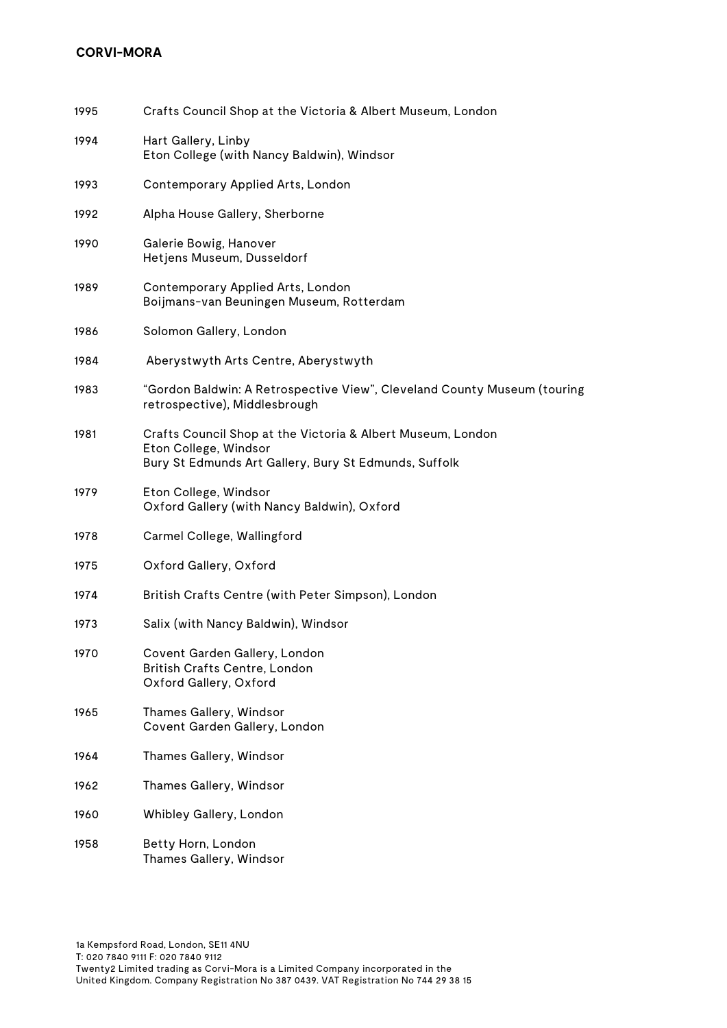| | |
|---|---|
| 1995 | Crafts Council Shop at the Victoria & Albert Museum, London |
| 1994 | Hart Gallery, Linby<br>Eton College (with Nancy Baldwin), Windsor |
| 1993 | Contemporary Applied Arts, London |
| 1992 | Alpha House Gallery, Sherborne |
| 1990 | Galerie Bowig, Hanover<br>Hetjens Museum, Dusseldorf |
| 1989 | Contemporary Applied Arts, London<br>Boijmans-van Beuningen Museum, Rotterdam |
| 1986 | Solomon Gallery, London |
| 1984 | Aberystwyth Arts Centre, Aberystwyth |
| 1983 | "Gordon Baldwin: A Retrospective View", Cleveland County Museum (touring retrospective), Middlesbrough |
| 1981 | Crafts Council Shop at the Victoria & Albert Museum, London<br>Eton College, Windsor<br>Bury St Edmunds Art Gallery, Bury St Edmunds, Suffolk |
| 1979 | Eton College, Windsor<br>Oxford Gallery (with Nancy Baldwin), Oxford |
| 1978 | Carmel College, Wallingford |
| 1975 | Oxford Gallery, Oxford |
| 1974 | British Crafts Centre (with Peter Simpson), London |
| 1973 | Salix (with Nancy Baldwin), Windsor |
| 1970 | Covent Garden Gallery, London<br>British Crafts Centre, London<br>Oxford Gallery, Oxford |
| 1965 | Thames Gallery, Windsor<br>Covent Garden Gallery, London |
| 1964 | Thames Gallery, Windsor |
| 1962 | Thames Gallery, Windsor |
| 1960 | Whibley Gallery, London |
| 1958 | Betty Horn, London<br>Thames Gallery, Windsor |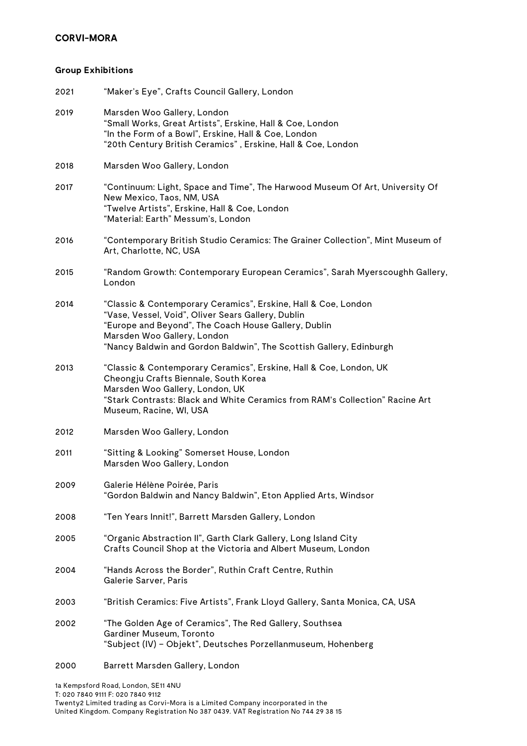## Group Exhibitions

2021 "Maker's Eye", Crafts Council Gallery, London

2019 Marsden Woo Gallery, London
"Small Works, Great Artists", Erskine, Hall & Coe, London
"In the Form of a Bowl", Erskine, Hall & Coe, London
"20th Century British Ceramics" , Erskine, Hall & Coe, London

2018 Marsden Woo Gallery, London

2017 "Continuum: Light, Space and Time", The Harwood Museum Of Art, University Of New Mexico, Taos, NM, USA
"Twelve Artists", Erskine, Hall & Coe, London
"Material: Earth" Messum's, London

2016 "Contemporary British Studio Ceramics: The Grainer Collection", Mint Museum of Art, Charlotte, NC, USA

2015 "Random Growth: Contemporary European Ceramics", Sarah Myerscoughh Gallery, London

2014 "Classic & Contemporary Ceramics", Erskine, Hall & Coe, London
"Vase, Vessel, Void", Oliver Sears Gallery, Dublin
"Europe and Beyond", The Coach House Gallery, Dublin
Marsden Woo Gallery, London
"Nancy Baldwin and Gordon Baldwin", The Scottish Gallery, Edinburgh

2013 "Classic & Contemporary Ceramics", Erskine, Hall & Coe, London, UK
Cheongju Crafts Biennale, South Korea
Marsden Woo Gallery, London, UK
"Stark Contrasts: Black and White Ceramics from RAM's Collection" Racine Art Museum, Racine, WI, USA

2012 Marsden Woo Gallery, London

2011 "Sitting & Looking" Somerset House, London
Marsden Woo Gallery, London

2009 Galerie Hélène Poirée, Paris
"Gordon Baldwin and Nancy Baldwin", Eton Applied Arts, Windsor

2008 "Ten Years Innit!", Barrett Marsden Gallery, London

2005 "Organic Abstraction II", Garth Clark Gallery, Long Island City
Crafts Council Shop at the Victoria and Albert Museum, London

2004 "Hands Across the Border", Ruthin Craft Centre, Ruthin
Galerie Sarver, Paris

2003 "British Ceramics: Five Artists", Frank Lloyd Gallery, Santa Monica, CA, USA

2002 "The Golden Age of Ceramics", The Red Gallery, Southsea
Gardiner Museum, Toronto
"Subject (IV) – Objekt", Deutsches Porzellanmuseum, Hohenberg

2000 Barrett Marsden Gallery, London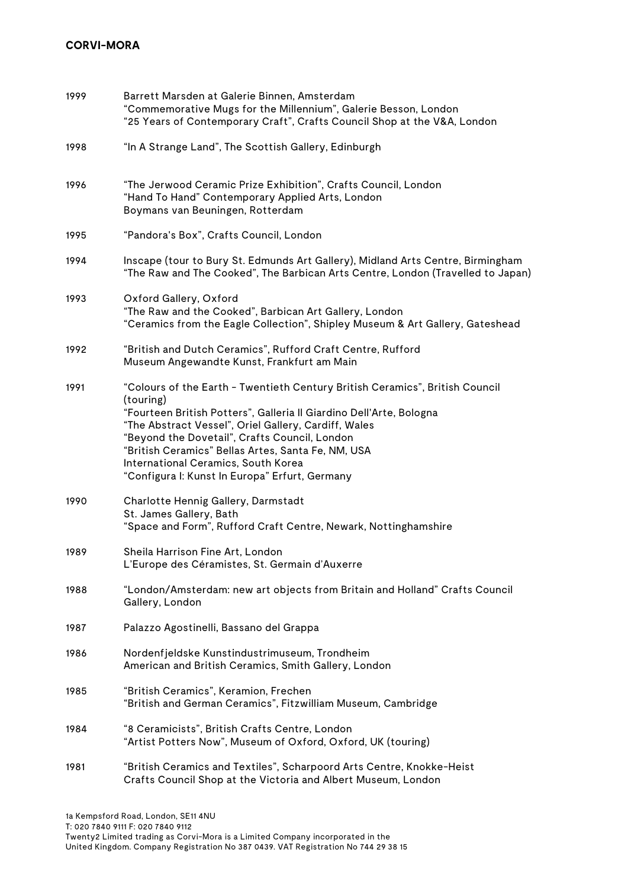1999 Barrett Marsden at Galerie Binnen, Amsterdam
"Commemorative Mugs for the Millennium", Galerie Besson, London
"25 Years of Contemporary Craft", Crafts Council Shop at the V&A, London

1998 "In A Strange Land", The Scottish Gallery, Edinburgh

1996 "The Jerwood Ceramic Prize Exhibition", Crafts Council, London
"Hand To Hand" Contemporary Applied Arts, London
Boymans van Beuningen, Rotterdam

1995 "Pandora's Box", Crafts Council, London

1994 Inscape (tour to Bury St. Edmunds Art Gallery), Midland Arts Centre, Birmingham
"The Raw and The Cooked", The Barbican Arts Centre, London (Travelled to Japan)

1993 Oxford Gallery, Oxford
"The Raw and the Cooked", Barbican Art Gallery, London
"Ceramics from the Eagle Collection", Shipley Museum & Art Gallery, Gateshead

1992 "British and Dutch Ceramics", Rufford Craft Centre, Rufford
Museum Angewandte Kunst, Frankfurt am Main

1991 "Colours of the Earth - Twentieth Century British Ceramics", British Council (touring)
"Fourteen British Potters", Galleria Il Giardino Dell'Arte, Bologna
"The Abstract Vessel", Oriel Gallery, Cardiff, Wales
"Beyond the Dovetail", Crafts Council, London
"British Ceramics" Bellas Artes, Santa Fe, NM, USA
International Ceramics, South Korea
"Configura I: Kunst In Europa" Erfurt, Germany

1990 Charlotte Hennig Gallery, Darmstadt
St. James Gallery, Bath
"Space and Form", Rufford Craft Centre, Newark, Nottinghamshire

1989 Sheila Harrison Fine Art, London
L'Europe des Céramistes, St. Germain d'Auxerre

1988 "London/Amsterdam: new art objects from Britain and Holland" Crafts Council Gallery, London

1987 Palazzo Agostinelli, Bassano del Grappa

1986 Nordenfjeldske Kunstindustrimuseum, Trondheim
American and British Ceramics, Smith Gallery, London

1985 "British Ceramics", Keramion, Frechen
"British and German Ceramics", Fitzwilliam Museum, Cambridge

1984 "8 Ceramicists", British Crafts Centre, London
"Artist Potters Now", Museum of Oxford, Oxford, UK (touring)

1981 "British Ceramics and Textiles", Scharpoord Arts Centre, Knokke-Heist
Crafts Council Shop at the Victoria and Albert Museum, London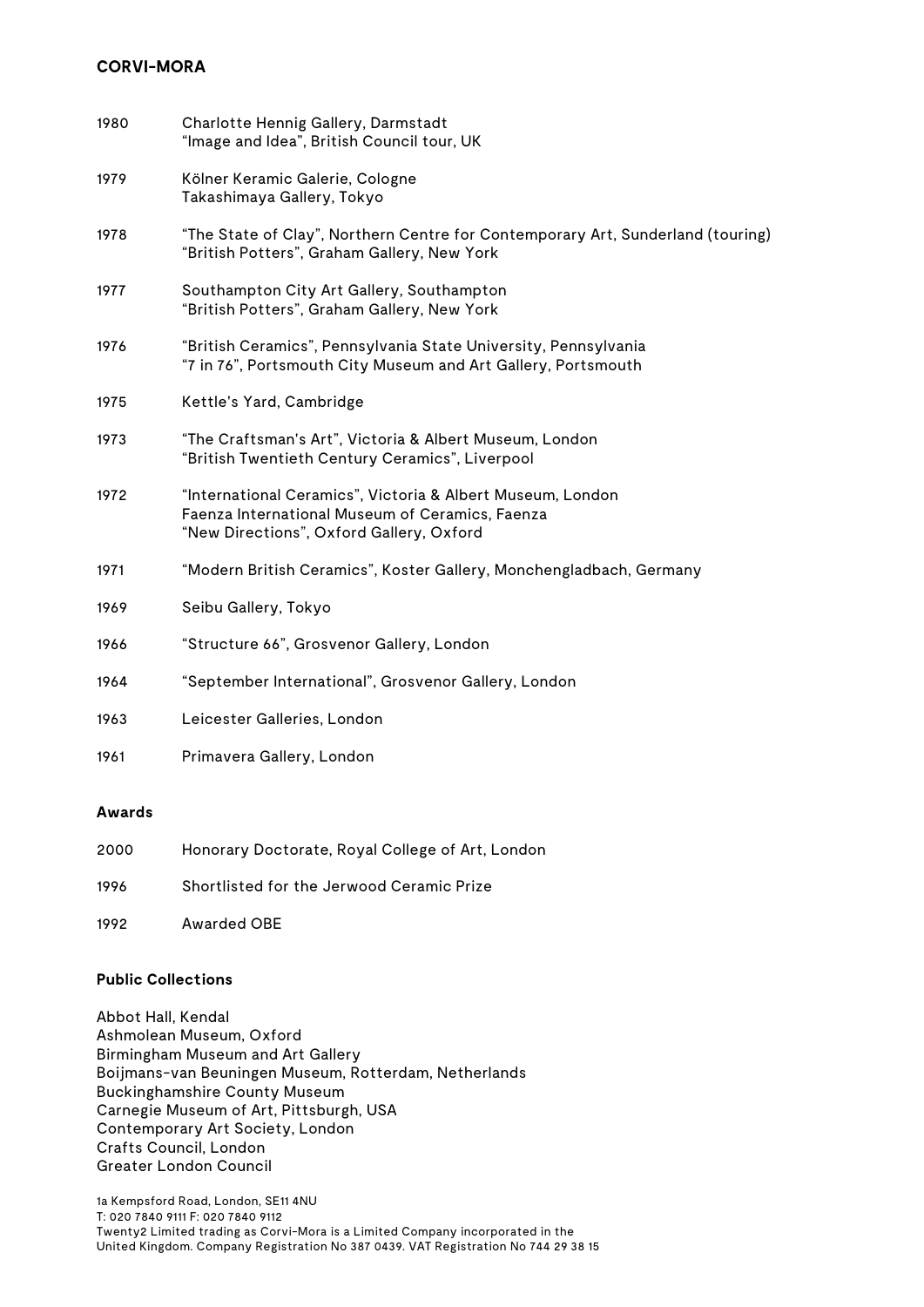| | |
|---|---|
| 1980 | Charlotte Hennig Gallery, Darmstadt<br>"Image and Idea", British Council tour, UK |
| 1979 | Kölner Keramic Galerie, Cologne<br>Takashimaya Gallery, Tokyo |
| 1978 | "The State of Clay", Northern Centre for Contemporary Art, Sunderland (touring)<br>"British Potters", Graham Gallery, New York |
| 1977 | Southampton City Art Gallery, Southampton<br>"British Potters", Graham Gallery, New York |
| 1976 | "British Ceramics", Pennsylvania State University, Pennsylvania<br>"7 in 76", Portsmouth City Museum and Art Gallery, Portsmouth |
| 1975 | Kettle's Yard, Cambridge |
| 1973 | "The Craftsman's Art", Victoria & Albert Museum, London<br>"British Twentieth Century Ceramics", Liverpool |
| 1972 | "International Ceramics", Victoria & Albert Museum, London<br>Faenza International Museum of Ceramics, Faenza<br>"New Directions", Oxford Gallery, Oxford |
| 1971 | "Modern British Ceramics", Koster Gallery, Monchengladbach, Germany |
| 1969 | Seibu Gallery, Tokyo |
| 1966 | "Structure 66", Grosvenor Gallery, London |
| 1964 | "September International", Grosvenor Gallery, London |
| 1963 | Leicester Galleries, London |
| 1961 | Primavera Gallery, London |

**Awards**

| | |
|---|---|
| 2000 | Honorary Doctorate, Royal College of Art, London |
| 1996 | Shortlisted for the Jerwood Ceramic Prize |
| 1992 | Awarded OBE |

**Public Collections**

Abbot Hall, Kendal
Ashmolean Museum, Oxford
Birmingham Museum and Art Gallery
Boijmans-van Beuningen Museum, Rotterdam, Netherlands
Buckinghamshire County Museum
Carnegie Museum of Art, Pittsburgh, USA
Contemporary Art Society, London
Crafts Council, London
Greater London Council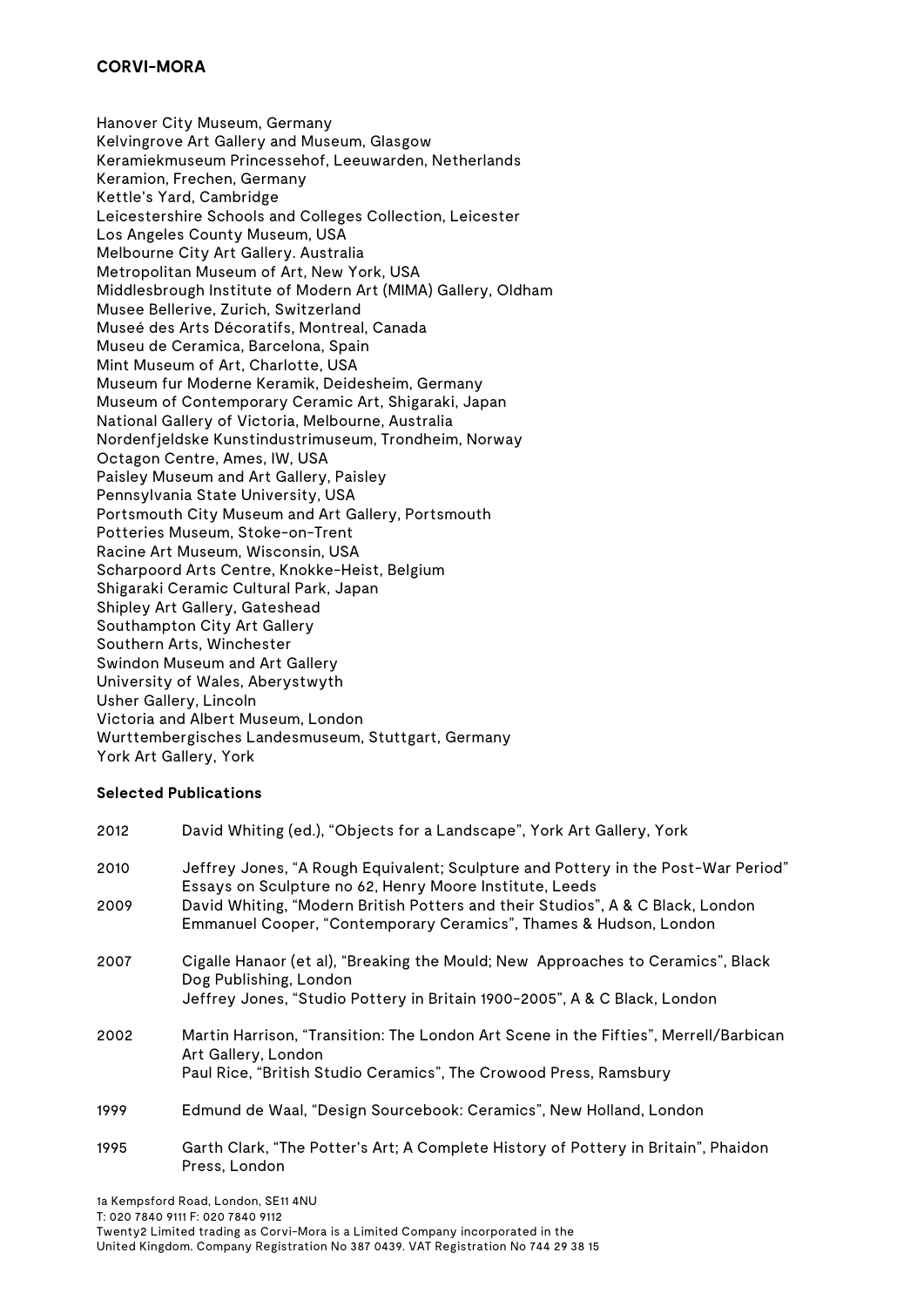Hanover City Museum, Germany
Kelvingrove Art Gallery and Museum, Glasgow
Keramiekmuseum Princessehof, Leeuwarden, Netherlands
Keramion, Frechen, Germany
Kettle's Yard, Cambridge
Leicestershire Schools and Colleges Collection, Leicester
Los Angeles County Museum, USA
Melbourne City Art Gallery. Australia
Metropolitan Museum of Art, New York, USA
Middlesbrough Institute of Modern Art (MIMA) Gallery, Oldham
Musee Bellerive, Zurich, Switzerland
Museé des Arts Décoratifs, Montreal, Canada
Museu de Ceramica, Barcelona, Spain
Mint Museum of Art, Charlotte, USA
Museum fur Moderne Keramik, Deidesheim, Germany
Museum of Contemporary Ceramic Art, Shigaraki, Japan
National Gallery of Victoria, Melbourne, Australia
Nordenfjeldske Kunstindustrimuseum, Trondheim, Norway
Octagon Centre, Ames, IW, USA
Paisley Museum and Art Gallery, Paisley
Pennsylvania State University, USA
Portsmouth City Museum and Art Gallery, Portsmouth
Potteries Museum, Stoke-on-Trent
Racine Art Museum, Wisconsin, USA
Scharpoord Arts Centre, Knokke-Heist, Belgium
Shigaraki Ceramic Cultural Park, Japan
Shipley Art Gallery, Gateshead
Southampton City Art Gallery
Southern Arts, Winchester
Swindon Museum and Art Gallery
University of Wales, Aberystwyth
Usher Gallery, Lincoln
Victoria and Albert Museum, London
Wurttembergisches Landesmuseum, Stuttgart, Germany
York Art Gallery, York

**Selected Publications**

2012 David Whiting (ed.), "Objects for a Landscape", York Art Gallery, York

2010 Jeffrey Jones, "A Rough Equivalent; Sculpture and Pottery in the Post-War Period" Essays on Sculpture no 62, Henry Moore Institute, Leeds

2009 David Whiting, "Modern British Potters and their Studios", A & C Black, London
Emmanuel Cooper, "Contemporary Ceramics", Thames & Hudson, London

2007 Cigalle Hanaor (et al), "Breaking the Mould; New Approaches to Ceramics", Black Dog Publishing, London
Jeffrey Jones, "Studio Pottery in Britain 1900-2005", A & C Black, London

2002 Martin Harrison, "Transition: The London Art Scene in the Fifties", Merrell/Barbican Art Gallery, London
Paul Rice, "British Studio Ceramics", The Crowood Press, Ramsbury

1999 Edmund de Waal, "Design Sourcebook: Ceramics", New Holland, London

1995 Garth Clark, "The Potter's Art; A Complete History of Pottery in Britain", Phaidon Press, London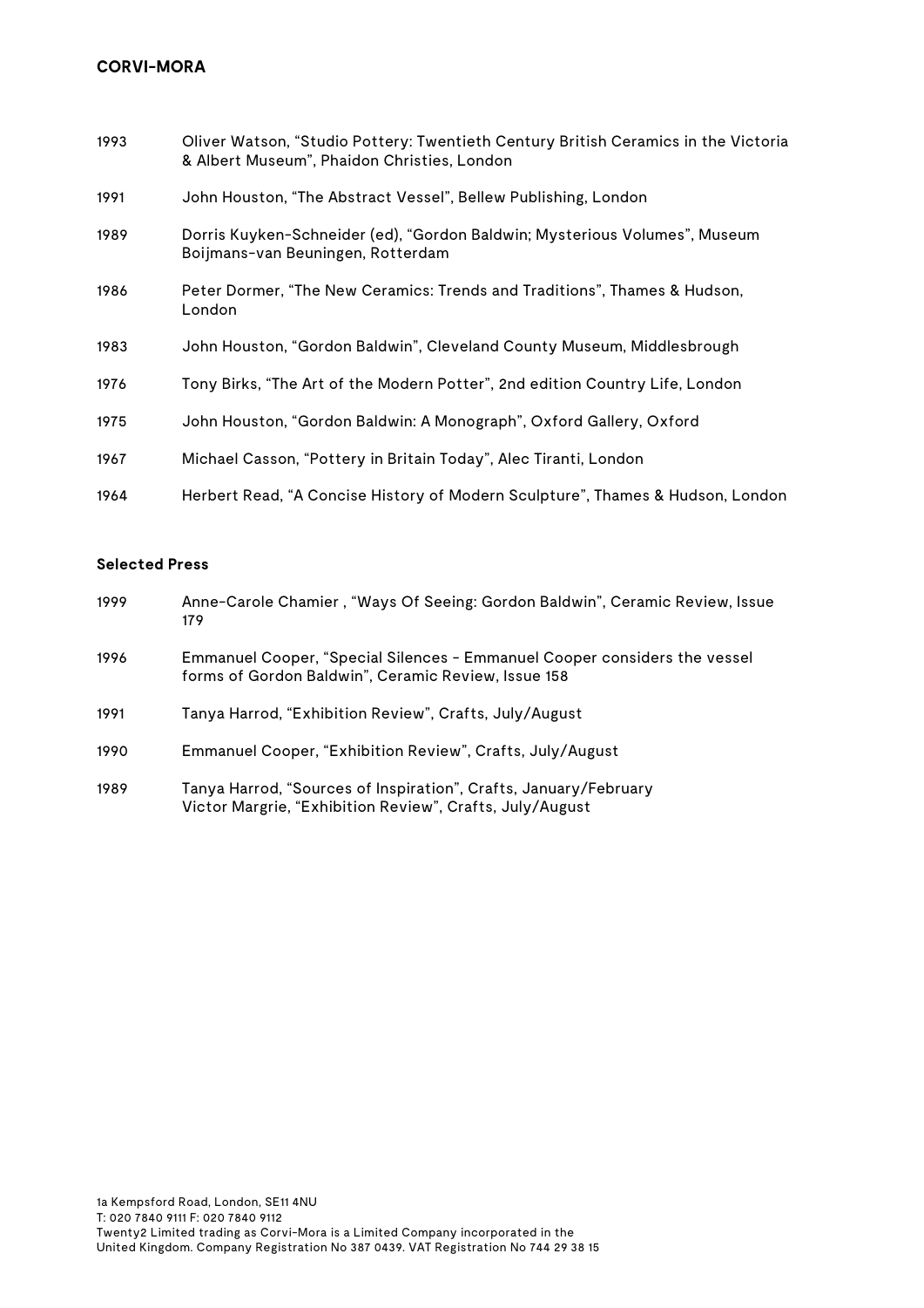1993 Oliver Watson, “Studio Pottery: Twentieth Century British Ceramics in the Victoria & Albert Museum”, Phaidon Christies, London

1991 John Houston, “The Abstract Vessel”, Bellew Publishing, London

1989 Dorris Kuyken-Schneider (ed), “Gordon Baldwin; Mysterious Volumes”, Museum Boijmans-van Beuningen, Rotterdam

1986 Peter Dormer, “The New Ceramics: Trends and Traditions”, Thames & Hudson, London

1983 John Houston, “Gordon Baldwin”, Cleveland County Museum, Middlesbrough

1976 Tony Birks, “The Art of the Modern Potter”, 2nd edition Country Life, London

1975 John Houston, “Gordon Baldwin: A Monograph”, Oxford Gallery, Oxford

1967 Michael Casson, “Pottery in Britain Today”, Alec Tiranti, London

1964 Herbert Read, “A Concise History of Modern Sculpture”, Thames & Hudson, London

**Selected Press**

1999 Anne-Carole Chamier , “Ways Of Seeing: Gordon Baldwin”, Ceramic Review, Issue 179

1996 Emmanuel Cooper, “Special Silences - Emmanuel Cooper considers the vessel forms of Gordon Baldwin”, Ceramic Review, Issue 158

1991 Tanya Harrod, “Exhibition Review”, Crafts, July/August

1990 Emmanuel Cooper, “Exhibition Review”, Crafts, July/August

1989 Tanya Harrod, “Sources of Inspiration”, Crafts, January/February
Victor Margrie, “Exhibition Review”, Crafts, July/August